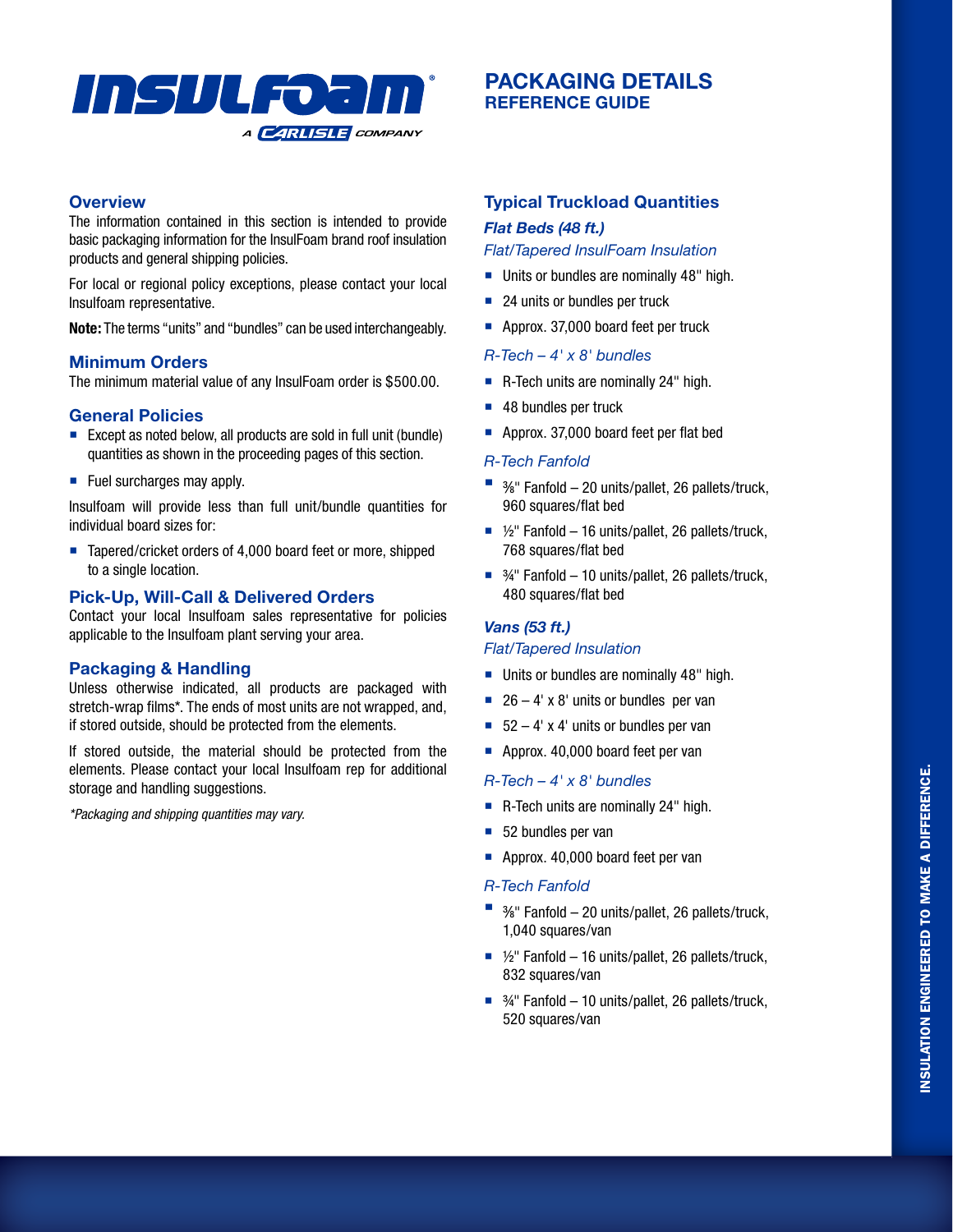# INSULFOAM

A CARLISLE COMPANY

# PACKAGING DETAILS
## REFERENCE GUIDE

## Overview

The information contained in this section is intended to provide basic packaging information for the InsulFoam brand roof insulation products and general shipping policies.

For local or regional policy exceptions, please contact your local Insulfoam representative.

**Note:** The terms "units" and "bundles" can be used interchangeably.

## Minimum Orders

The minimum material value of any InsulFoam order is $500.00.

## General Policies

- Except as noted below, all products are sold in full unit (bundle) quantities as shown in the proceeding pages of this section.
- Fuel surcharges may apply.

Insulfoam will provide less than full unit/bundle quantities for individual board sizes for:

- Tapered/cricket orders of 4,000 board feet or more, shipped to a single location.

## Pick-Up, Will-Call & Delivered Orders

Contact your local Insulfoam sales representative for policies applicable to the Insulfoam plant serving your area.

## Packaging & Handling

Unless otherwise indicated, all products are packaged with stretch-wrap films*. The ends of most units are not wrapped, and, if stored outside, should be protected from the elements.

If stored outside, the material should be protected from the elements. Please contact your local Insulfoam rep for additional storage and handling suggestions.

*\*Packaging and shipping quantities may vary.*

## Typical Truckload Quantities

### *Flat Beds (48 ft.)*

*Flat/Tapered InsulFoam Insulation*

- Units or bundles are nominally 48" high.
- 24 units or bundles per truck
- Approx. 37,000 board feet per truck

*R-Tech – 4' x 8' bundles*

- R-Tech units are nominally 24" high.
- 48 bundles per truck
- Approx. 37,000 board feet per flat bed

*R-Tech Fanfold*

- ⅜" Fanfold – 20 units/pallet, 26 pallets/truck, 960 squares/flat bed
- ½" Fanfold – 16 units/pallet, 26 pallets/truck, 768 squares/flat bed
- ¾" Fanfold – 10 units/pallet, 26 pallets/truck, 480 squares/flat bed

### *Vans (53 ft.)*

*Flat/Tapered Insulation*

- Units or bundles are nominally 48" high.
- 26 – 4' x 8' units or bundles per van
- 52 – 4' x 4' units or bundles per van
- Approx. 40,000 board feet per van

*R-Tech – 4' x 8' bundles*

- R-Tech units are nominally 24" high.
- 52 bundles per van
- Approx. 40,000 board feet per van

*R-Tech Fanfold*

- ⅜" Fanfold – 20 units/pallet, 26 pallets/truck, 1,040 squares/van
- ½" Fanfold – 16 units/pallet, 26 pallets/truck, 832 squares/van
- ¾" Fanfold – 10 units/pallet, 26 pallets/truck, 520 squares/van

INSULATION ENGINEERED TO MAKE A DIFFERENCE.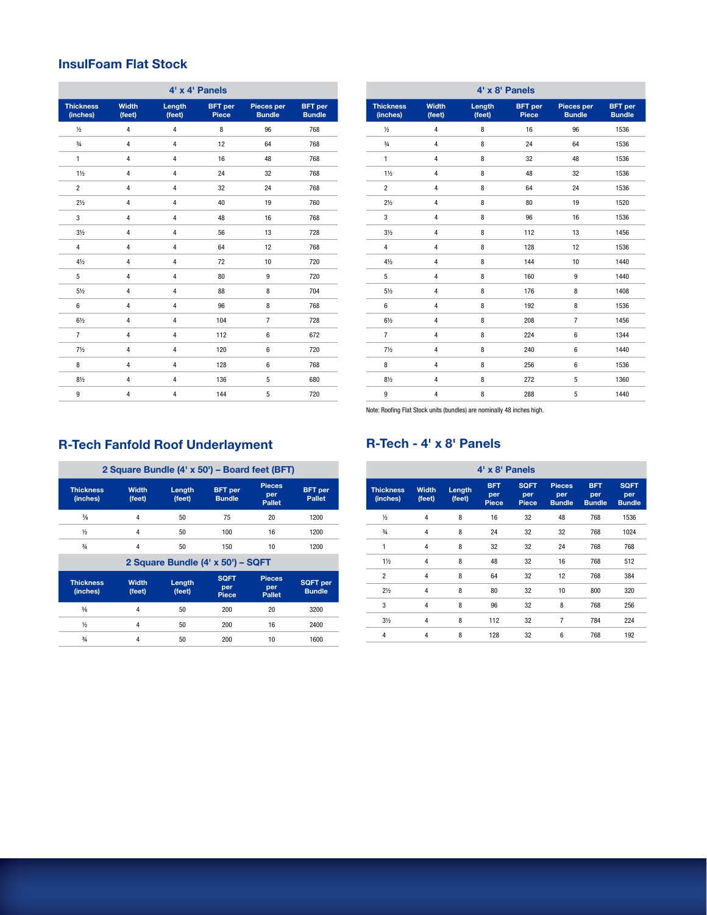## InsulFoam Flat Stock

| 4' x 4' Panels | | | | | |
|---|---|---|---|---|---|
| Thickness (inches) | Width (feet) | Length (feet) | BFT per Piece | Pieces per Bundle | BFT per Bundle |
| ½ | 4 | 4 | 8 | 96 | 768 |
| ¾ | 4 | 4 | 12 | 64 | 768 |
| 1 | 4 | 4 | 16 | 48 | 768 |
| 1½ | 4 | 4 | 24 | 32 | 768 |
| 2 | 4 | 4 | 32 | 24 | 768 |
| 2½ | 4 | 4 | 40 | 19 | 760 |
| 3 | 4 | 4 | 48 | 16 | 768 |
| 3½ | 4 | 4 | 56 | 13 | 728 |
| 4 | 4 | 4 | 64 | 12 | 768 |
| 4½ | 4 | 4 | 72 | 10 | 720 |
| 5 | 4 | 4 | 80 | 9 | 720 |
| 5½ | 4 | 4 | 88 | 8 | 704 |
| 6 | 4 | 4 | 96 | 8 | 768 |
| 6½ | 4 | 4 | 104 | 7 | 728 |
| 7 | 4 | 4 | 112 | 6 | 672 |
| 7½ | 4 | 4 | 120 | 6 | 720 |
| 8 | 4 | 4 | 128 | 6 | 768 |
| 8½ | 4 | 4 | 136 | 5 | 680 |
| 9 | 4 | 4 | 144 | 5 | 720 |

| 4' x 8' Panels | | | | | |
|---|---|---|---|---|---|
| Thickness (inches) | Width (feet) | Length (feet) | BFT per Piece | Pieces per Bundle | BFT per Bundle |
| ½ | 4 | 8 | 16 | 96 | 1536 |
| ¾ | 4 | 8 | 24 | 64 | 1536 |
| 1 | 4 | 8 | 32 | 48 | 1536 |
| 1½ | 4 | 8 | 48 | 32 | 1536 |
| 2 | 4 | 8 | 64 | 24 | 1536 |
| 2½ | 4 | 8 | 80 | 19 | 1520 |
| 3 | 4 | 8 | 96 | 16 | 1536 |
| 3½ | 4 | 8 | 112 | 13 | 1456 |
| 4 | 4 | 8 | 128 | 12 | 1536 |
| 4½ | 4 | 8 | 144 | 10 | 1440 |
| 5 | 4 | 8 | 160 | 9 | 1440 |
| 5½ | 4 | 8 | 176 | 8 | 1408 |
| 6 | 4 | 8 | 192 | 8 | 1536 |
| 6½ | 4 | 8 | 208 | 7 | 1456 |
| 7 | 4 | 8 | 224 | 6 | 1344 |
| 7½ | 4 | 8 | 240 | 6 | 1440 |
| 8 | 4 | 8 | 256 | 6 | 1536 |
| 8½ | 4 | 8 | 272 | 5 | 1360 |
| 9 | 4 | 8 | 288 | 5 | 1440 |

Note: Roofing Flat Stock units (bundles) are nominally 48 inches high.

## R-Tech Fanfold Roof Underlayment

| 2 Square Bundle (4' x 50') – Board feet (BFT) | | | | | |
|---|---|---|---|---|---|
| Thickness (inches) | Width (feet) | Length (feet) | BFT per Bundle | Pieces per Pallet | BFT per Pallet |
| ⅜ | 4 | 50 | 75 | 20 | 1200 |
| ½ | 4 | 50 | 100 | 16 | 1200 |
| ¾ | 4 | 50 | 150 | 10 | 1200 |

| 2 Square Bundle (4' x 50') – SQFT | | | | | |
|---|---|---|---|---|---|
| Thickness (inches) | Width (feet) | Length (feet) | SQFT per Piece | Pieces per Pallet | SQFT per Bundle |
| ⅜ | 4 | 50 | 200 | 20 | 3200 |
| ½ | 4 | 50 | 200 | 16 | 2400 |
| ¾ | 4 | 50 | 200 | 10 | 1600 |

## R-Tech - 4' x 8' Panels

| 4' x 8' Panels | | | | | | | |
|---|---|---|---|---|---|---|---|
| Thickness (inches) | Width (feet) | Length (feet) | BFT per Piece | SQFT per Piece | Pieces per Bundle | BFT per Bundle | SQFT per Bundle |
| ½ | 4 | 8 | 16 | 32 | 48 | 768 | 1536 |
| ¾ | 4 | 8 | 24 | 32 | 32 | 768 | 1024 |
| 1 | 4 | 8 | 32 | 32 | 24 | 768 | 768 |
| 1½ | 4 | 8 | 48 | 32 | 16 | 768 | 512 |
| 2 | 4 | 8 | 64 | 32 | 12 | 768 | 384 |
| 2½ | 4 | 8 | 80 | 32 | 10 | 800 | 320 |
| 3 | 4 | 8 | 96 | 32 | 8 | 768 | 256 |
| 3½ | 4 | 8 | 112 | 32 | 7 | 784 | 224 |
| 4 | 4 | 8 | 128 | 32 | 6 | 768 | 192 |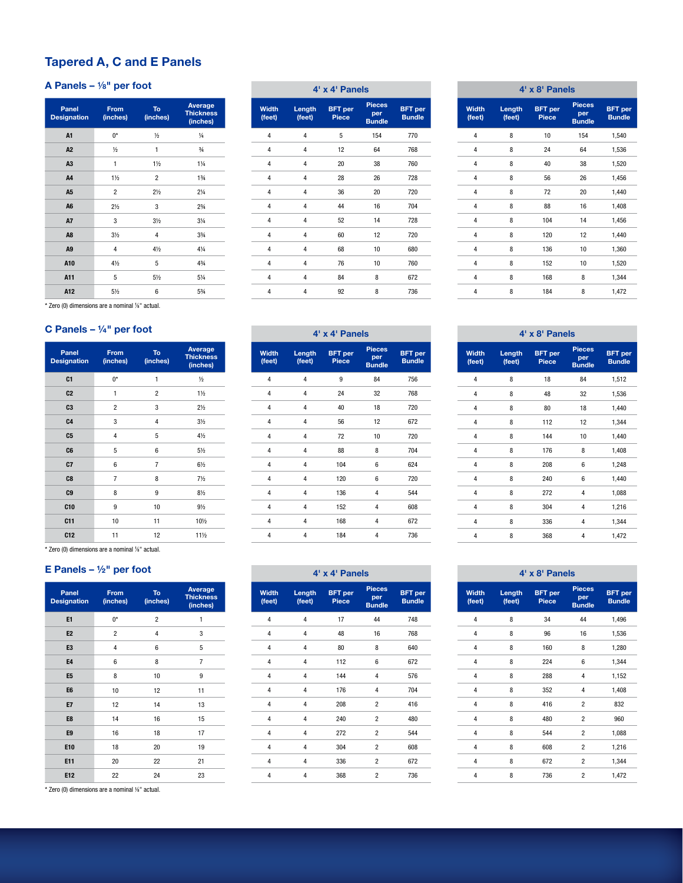## Tapered A, C and E Panels

### A Panels – ⅛" per foot

| Panel Designation | From (inches) | To (inches) | Average Thickness (inches) |
|---|---|---|---|
| A1 | 0* | ½ | ¼ |
| A2 | ½ | 1 | ¾ |
| A3 | 1 | 1½ | 1¼ |
| A4 | 1½ | 2 | 1¾ |
| A5 | 2 | 2½ | 2¼ |
| A6 | 2½ | 3 | 2¾ |
| A7 | 3 | 3½ | 3¼ |
| A8 | 3½ | 4 | 3¾ |
| A9 | 4 | 4½ | 4¼ |
| A10 | 4½ | 5 | 4¾ |
| A11 | 5 | 5½ | 5¼ |
| A12 | 5½ | 6 | 5¾ |

* Zero (0) dimensions are a nominal ⅛" actual.

**4' x 4' Panels**

| Width (feet) | Length (feet) | BFT per Piece | Pieces per Bundle | BFT per Bundle |
|---|---|---|---|---|
| 4 | 4 | 5 | 154 | 770 |
| 4 | 4 | 12 | 64 | 768 |
| 4 | 4 | 20 | 38 | 760 |
| 4 | 4 | 28 | 26 | 728 |
| 4 | 4 | 36 | 20 | 720 |
| 4 | 4 | 44 | 16 | 704 |
| 4 | 4 | 52 | 14 | 728 |
| 4 | 4 | 60 | 12 | 720 |
| 4 | 4 | 68 | 10 | 680 |
| 4 | 4 | 76 | 10 | 760 |
| 4 | 4 | 84 | 8 | 672 |
| 4 | 4 | 92 | 8 | 736 |

**4' x 8' Panels**

| Width (feet) | Length (feet) | BFT per Piece | Pieces per Bundle | BFT per Bundle |
|---|---|---|---|---|
| 4 | 8 | 10 | 154 | 1,540 |
| 4 | 8 | 24 | 64 | 1,536 |
| 4 | 8 | 40 | 38 | 1,520 |
| 4 | 8 | 56 | 26 | 1,456 |
| 4 | 8 | 72 | 20 | 1,440 |
| 4 | 8 | 88 | 16 | 1,408 |
| 4 | 8 | 104 | 14 | 1,456 |
| 4 | 8 | 120 | 12 | 1,440 |
| 4 | 8 | 136 | 10 | 1,360 |
| 4 | 8 | 152 | 10 | 1,520 |
| 4 | 8 | 168 | 8 | 1,344 |
| 4 | 8 | 184 | 8 | 1,472 |

### C Panels – ¼" per foot

| Panel Designation | From (inches) | To (inches) | Average Thickness (inches) |
|---|---|---|---|
| C1 | 0* | 1 | ½ |
| C2 | 1 | 2 | 1½ |
| C3 | 2 | 3 | 2½ |
| C4 | 3 | 4 | 3½ |
| C5 | 4 | 5 | 4½ |
| C6 | 5 | 6 | 5½ |
| C7 | 6 | 7 | 6½ |
| C8 | 7 | 8 | 7½ |
| C9 | 8 | 9 | 8½ |
| C10 | 9 | 10 | 9½ |
| C11 | 10 | 11 | 10½ |
| C12 | 11 | 12 | 11½ |

* Zero (0) dimensions are a nominal ⅛" actual.

**4' x 4' Panels**

| Width (feet) | Length (feet) | BFT per Piece | Pieces per Bundle | BFT per Bundle |
|---|---|---|---|---|
| 4 | 4 | 9 | 84 | 756 |
| 4 | 4 | 24 | 32 | 768 |
| 4 | 4 | 40 | 18 | 720 |
| 4 | 4 | 56 | 12 | 672 |
| 4 | 4 | 72 | 10 | 720 |
| 4 | 4 | 88 | 8 | 704 |
| 4 | 4 | 104 | 6 | 624 |
| 4 | 4 | 120 | 6 | 720 |
| 4 | 4 | 136 | 4 | 544 |
| 4 | 4 | 152 | 4 | 608 |
| 4 | 4 | 168 | 4 | 672 |
| 4 | 4 | 184 | 4 | 736 |

**4' x 8' Panels**

| Width (feet) | Length (feet) | BFT per Piece | Pieces per Bundle | BFT per Bundle |
|---|---|---|---|---|
| 4 | 8 | 18 | 84 | 1,512 |
| 4 | 8 | 48 | 32 | 1,536 |
| 4 | 8 | 80 | 18 | 1,440 |
| 4 | 8 | 112 | 12 | 1,344 |
| 4 | 8 | 144 | 10 | 1,440 |
| 4 | 8 | 176 | 8 | 1,408 |
| 4 | 8 | 208 | 6 | 1,248 |
| 4 | 8 | 240 | 6 | 1,440 |
| 4 | 8 | 272 | 4 | 1,088 |
| 4 | 8 | 304 | 4 | 1,216 |
| 4 | 8 | 336 | 4 | 1,344 |
| 4 | 8 | 368 | 4 | 1,472 |

### E Panels – ½" per foot

| Panel Designation | From (inches) | To (inches) | Average Thickness (inches) |
|---|---|---|---|
| E1 | 0* | 2 | 1 |
| E2 | 2 | 4 | 3 |
| E3 | 4 | 6 | 5 |
| E4 | 6 | 8 | 7 |
| E5 | 8 | 10 | 9 |
| E6 | 10 | 12 | 11 |
| E7 | 12 | 14 | 13 |
| E8 | 14 | 16 | 15 |
| E9 | 16 | 18 | 17 |
| E10 | 18 | 20 | 19 |
| E11 | 20 | 22 | 21 |
| E12 | 22 | 24 | 23 |

* Zero (0) dimensions are a nominal ⅛" actual.

**4' x 4' Panels**

| Width (feet) | Length (feet) | BFT per Piece | Pieces per Bundle | BFT per Bundle |
|---|---|---|---|---|
| 4 | 4 | 17 | 44 | 748 |
| 4 | 4 | 48 | 16 | 768 |
| 4 | 4 | 80 | 8 | 640 |
| 4 | 4 | 112 | 6 | 672 |
| 4 | 4 | 144 | 4 | 576 |
| 4 | 4 | 176 | 4 | 704 |
| 4 | 4 | 208 | 2 | 416 |
| 4 | 4 | 240 | 2 | 480 |
| 4 | 4 | 272 | 2 | 544 |
| 4 | 4 | 304 | 2 | 608 |
| 4 | 4 | 336 | 2 | 672 |
| 4 | 4 | 368 | 2 | 736 |

**4' x 8' Panels**

| Width (feet) | Length (feet) | BFT per Piece | Pieces per Bundle | BFT per Bundle |
|---|---|---|---|---|
| 4 | 8 | 34 | 44 | 1,496 |
| 4 | 8 | 96 | 16 | 1,536 |
| 4 | 8 | 160 | 8 | 1,280 |
| 4 | 8 | 224 | 6 | 1,344 |
| 4 | 8 | 288 | 4 | 1,152 |
| 4 | 8 | 352 | 4 | 1,408 |
| 4 | 8 | 416 | 2 | 832 |
| 4 | 8 | 480 | 2 | 960 |
| 4 | 8 | 544 | 2 | 1,088 |
| 4 | 8 | 608 | 2 | 1,216 |
| 4 | 8 | 672 | 2 | 1,344 |
| 4 | 8 | 736 | 2 | 1,472 |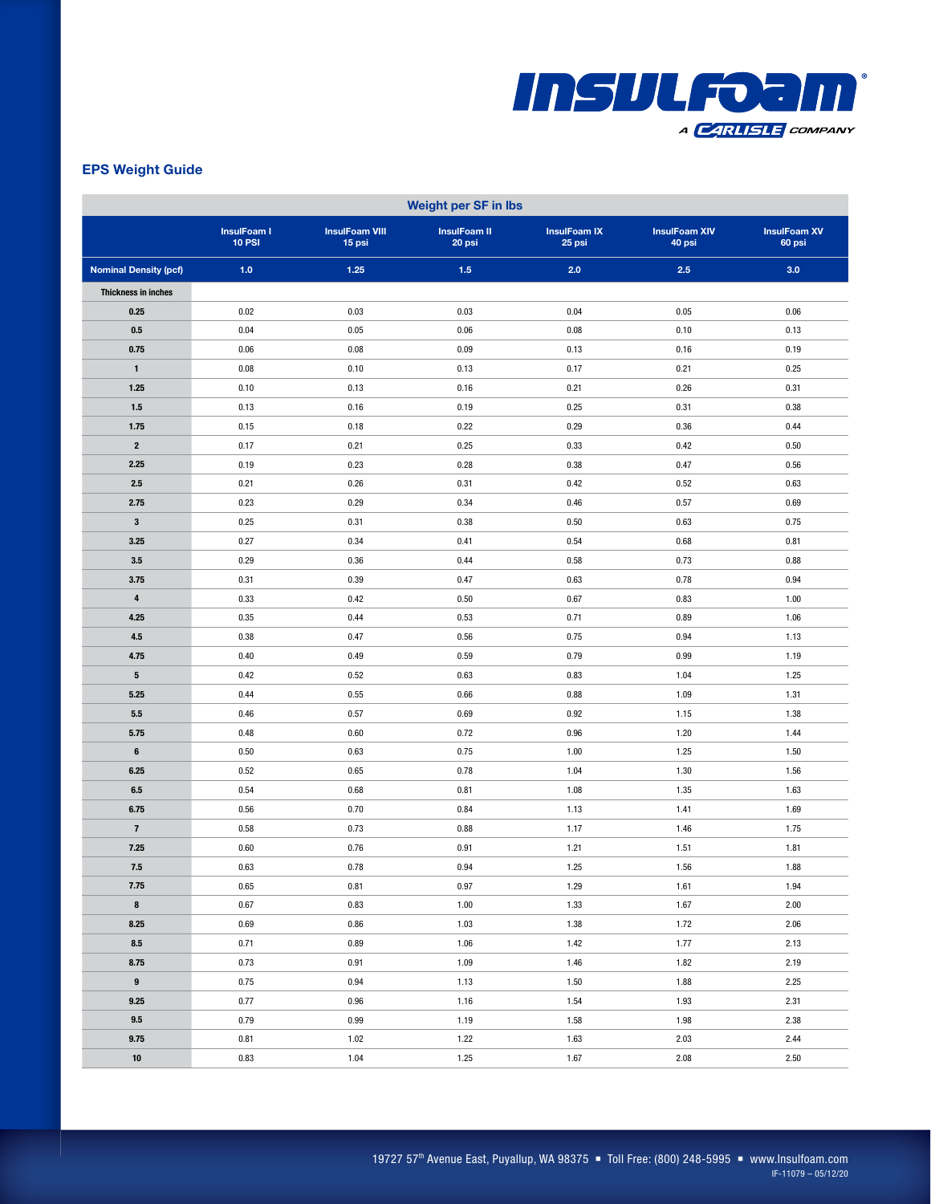INSULFOAM® A CARLISLE COMPANY

## EPS Weight Guide

| Weight per SF in lbs | | | | | | |
|---|---|---|---|---|---|---|
| | **InsulFoam I 10 PSI** | **InsulFoam VIII 15 psi** | **InsulFoam II 20 psi** | **InsulFoam IX 25 psi** | **InsulFoam XIV 40 psi** | **InsulFoam XV 60 psi** |
| **Nominal Density (pcf)** | **1.0** | **1.25** | **1.5** | **2.0** | **2.5** | **3.0** |
| **Thickness in inches** | | | | | | |
| **0.25** | 0.02 | 0.03 | 0.03 | 0.04 | 0.05 | 0.06 |
| **0.5** | 0.04 | 0.05 | 0.06 | 0.08 | 0.10 | 0.13 |
| **0.75** | 0.06 | 0.08 | 0.09 | 0.13 | 0.16 | 0.19 |
| **1** | 0.08 | 0.10 | 0.13 | 0.17 | 0.21 | 0.25 |
| **1.25** | 0.10 | 0.13 | 0.16 | 0.21 | 0.26 | 0.31 |
| **1.5** | 0.13 | 0.16 | 0.19 | 0.25 | 0.31 | 0.38 |
| **1.75** | 0.15 | 0.18 | 0.22 | 0.29 | 0.36 | 0.44 |
| **2** | 0.17 | 0.21 | 0.25 | 0.33 | 0.42 | 0.50 |
| **2.25** | 0.19 | 0.23 | 0.28 | 0.38 | 0.47 | 0.56 |
| **2.5** | 0.21 | 0.26 | 0.31 | 0.42 | 0.52 | 0.63 |
| **2.75** | 0.23 | 0.29 | 0.34 | 0.46 | 0.57 | 0.69 |
| **3** | 0.25 | 0.31 | 0.38 | 0.50 | 0.63 | 0.75 |
| **3.25** | 0.27 | 0.34 | 0.41 | 0.54 | 0.68 | 0.81 |
| **3.5** | 0.29 | 0.36 | 0.44 | 0.58 | 0.73 | 0.88 |
| **3.75** | 0.31 | 0.39 | 0.47 | 0.63 | 0.78 | 0.94 |
| **4** | 0.33 | 0.42 | 0.50 | 0.67 | 0.83 | 1.00 |
| **4.25** | 0.35 | 0.44 | 0.53 | 0.71 | 0.89 | 1.06 |
| **4.5** | 0.38 | 0.47 | 0.56 | 0.75 | 0.94 | 1.13 |
| **4.75** | 0.40 | 0.49 | 0.59 | 0.79 | 0.99 | 1.19 |
| **5** | 0.42 | 0.52 | 0.63 | 0.83 | 1.04 | 1.25 |
| **5.25** | 0.44 | 0.55 | 0.66 | 0.88 | 1.09 | 1.31 |
| **5.5** | 0.46 | 0.57 | 0.69 | 0.92 | 1.15 | 1.38 |
| **5.75** | 0.48 | 0.60 | 0.72 | 0.96 | 1.20 | 1.44 |
| **6** | 0.50 | 0.63 | 0.75 | 1.00 | 1.25 | 1.50 |
| **6.25** | 0.52 | 0.65 | 0.78 | 1.04 | 1.30 | 1.56 |
| **6.5** | 0.54 | 0.68 | 0.81 | 1.08 | 1.35 | 1.63 |
| **6.75** | 0.56 | 0.70 | 0.84 | 1.13 | 1.41 | 1.69 |
| **7** | 0.58 | 0.73 | 0.88 | 1.17 | 1.46 | 1.75 |
| **7.25** | 0.60 | 0.76 | 0.91 | 1.21 | 1.51 | 1.81 |
| **7.5** | 0.63 | 0.78 | 0.94 | 1.25 | 1.56 | 1.88 |
| **7.75** | 0.65 | 0.81 | 0.97 | 1.29 | 1.61 | 1.94 |
| **8** | 0.67 | 0.83 | 1.00 | 1.33 | 1.67 | 2.00 |
| **8.25** | 0.69 | 0.86 | 1.03 | 1.38 | 1.72 | 2.06 |
| **8.5** | 0.71 | 0.89 | 1.06 | 1.42 | 1.77 | 2.13 |
| **8.75** | 0.73 | 0.91 | 1.09 | 1.46 | 1.82 | 2.19 |
| **9** | 0.75 | 0.94 | 1.13 | 1.50 | 1.88 | 2.25 |
| **9.25** | 0.77 | 0.96 | 1.16 | 1.54 | 1.93 | 2.31 |
| **9.5** | 0.79 | 0.99 | 1.19 | 1.58 | 1.98 | 2.38 |
| **9.75** | 0.81 | 1.02 | 1.22 | 1.63 | 2.03 | 2.44 |
| **10** | 0.83 | 1.04 | 1.25 | 1.67 | 2.08 | 2.50 |

19727 57th Avenue East, Puyallup, WA 98375 ▪ Toll Free: (800) 248-5995 ▪ www.Insulfoam.com

IF-11079 – 05/12/20